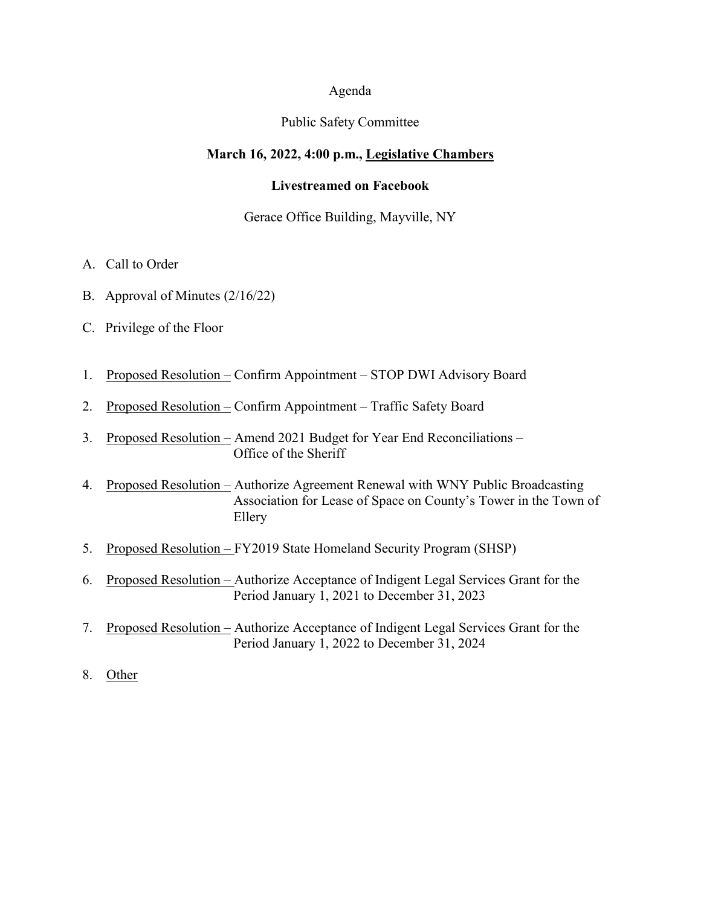Agenda

Public Safety Committee

**March 16, 2022, 4:00 p.m., Legislative Chambers**

**Livestreamed on Facebook**

Gerace Office Building, Mayville, NY

A. Call to Order

B. Approval of Minutes (2/16/22)

C. Privilege of the Floor

1. Proposed Resolution – Confirm Appointment – STOP DWI Advisory Board

2. Proposed Resolution – Confirm Appointment – Traffic Safety Board

3. Proposed Resolution – Amend 2021 Budget for Year End Reconciliations – Office of the Sheriff

4. Proposed Resolution – Authorize Agreement Renewal with WNY Public Broadcasting Association for Lease of Space on County's Tower in the Town of Ellery

5. Proposed Resolution – FY2019 State Homeland Security Program (SHSP)

6. Proposed Resolution – Authorize Acceptance of Indigent Legal Services Grant for the Period January 1, 2021 to December 31, 2023

7. Proposed Resolution – Authorize Acceptance of Indigent Legal Services Grant for the Period January 1, 2022 to December 31, 2024

8. Other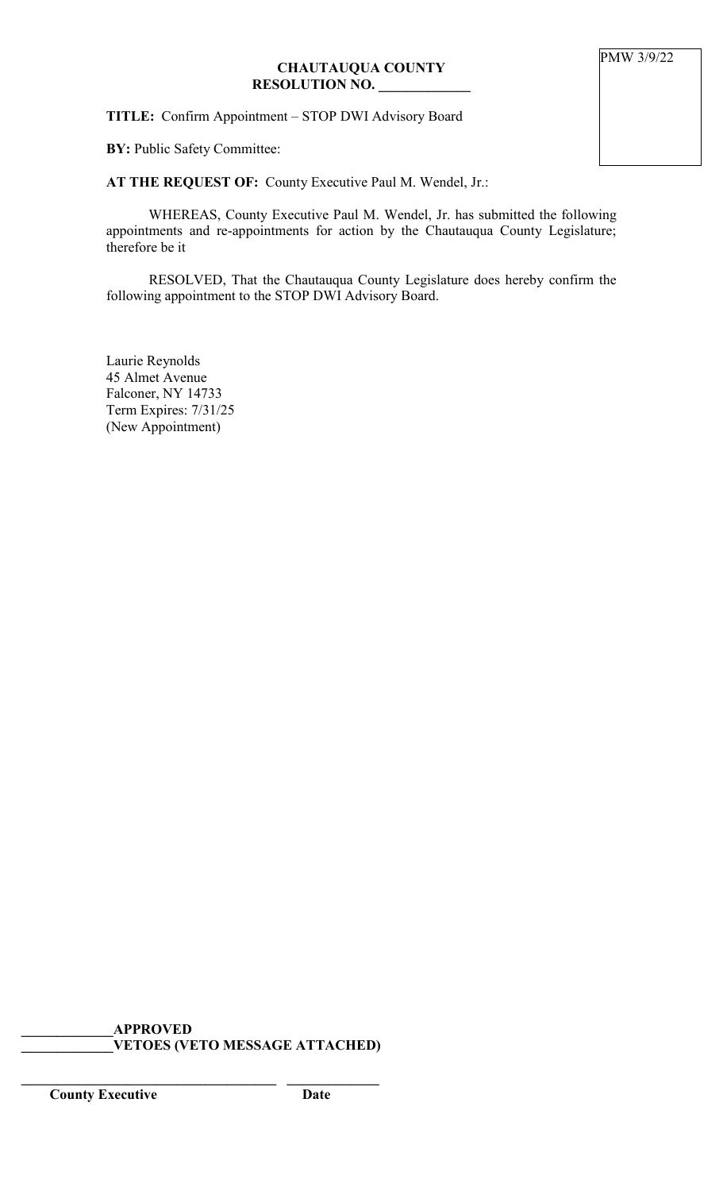PMW 3/9/22

**CHAUTAUQUA COUNTY**
**RESOLUTION NO. _____________**

**TITLE:** Confirm Appointment – STOP DWI Advisory Board

**BY:** Public Safety Committee:

**AT THE REQUEST OF:** County Executive Paul M. Wendel, Jr.:

WHEREAS, County Executive Paul M. Wendel, Jr. has submitted the following appointments and re-appointments for action by the Chautauqua County Legislature; therefore be it

RESOLVED, That the Chautauqua County Legislature does hereby confirm the following appointment to the STOP DWI Advisory Board.

Laurie Reynolds
45 Almet Avenue
Falconer, NY 14733
Term Expires: 7/31/25
(New Appointment)

_____________**APPROVED**
_____________**VETOES (VETO MESSAGE ATTACHED)**

_____________________________________ _____________
**County Executive** **Date**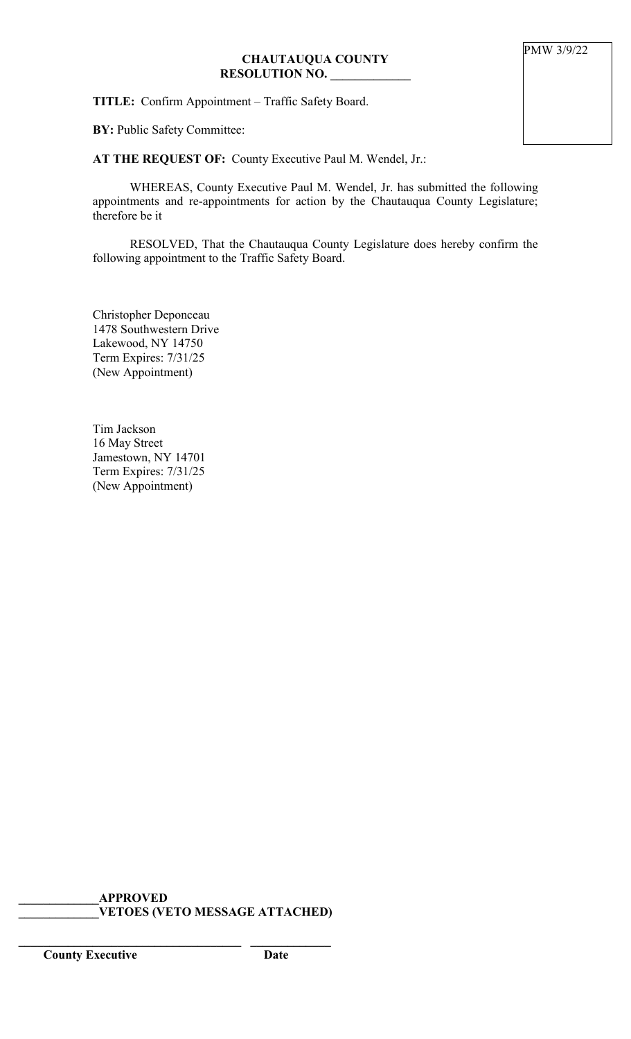PMW 3/9/22

**CHAUTAUQUA COUNTY**
**RESOLUTION NO. _____________**

**TITLE:** Confirm Appointment – Traffic Safety Board.

**BY:** Public Safety Committee:

**AT THE REQUEST OF:** County Executive Paul M. Wendel, Jr.:

WHEREAS, County Executive Paul M. Wendel, Jr. has submitted the following appointments and re-appointments for action by the Chautauqua County Legislature; therefore be it

RESOLVED, That the Chautauqua County Legislature does hereby confirm the following appointment to the Traffic Safety Board.

Christopher Deponceau
1478 Southwestern Drive
Lakewood, NY 14750
Term Expires: 7/31/25
(New Appointment)

Tim Jackson
16 May Street
Jamestown, NY 14701
Term Expires: 7/31/25
(New Appointment)

_____________**APPROVED**
_____________**VETOES (VETO MESSAGE ATTACHED)**

_____________________________________ _____________
**County Executive** **Date**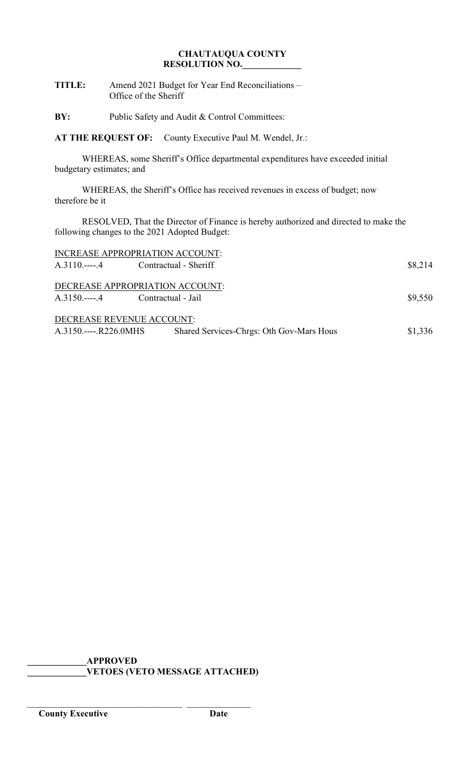**CHAUTAUQUA COUNTY**
**RESOLUTION NO.____________**

**TITLE:** Amend 2021 Budget for Year End Reconciliations – Office of the Sheriff

**BY:** Public Safety and Audit & Control Committees:

**AT THE REQUEST OF:** County Executive Paul M. Wendel, Jr.:

WHEREAS, some Sheriff's Office departmental expenditures have exceeded initial budgetary estimates; and

WHEREAS, the Sheriff's Office has received revenues in excess of budget; now therefore be it

RESOLVED, That the Director of Finance is hereby authorized and directed to make the following changes to the 2021 Adopted Budget:

INCREASE APPROPRIATION ACCOUNT:

| | | |
|---|---|---|
| A.3110.----.4 | Contractual - Sheriff | $8,214 |

DECREASE APPROPRIATION ACCOUNT:

| | | |
|---|---|---|
| A.3150.----.4 | Contractual - Jail | $9,550 |

DECREASE REVENUE ACCOUNT:

| | | |
|---|---|---|
| A.3150.----.R226.0MHS | Shared Services-Chrgs: Oth Gov-Mars Hous | $1,336 |

____________**APPROVED**
____________**VETOES (VETO MESSAGE ATTACHED)**

________________________________ ______________
**County Executive** **Date**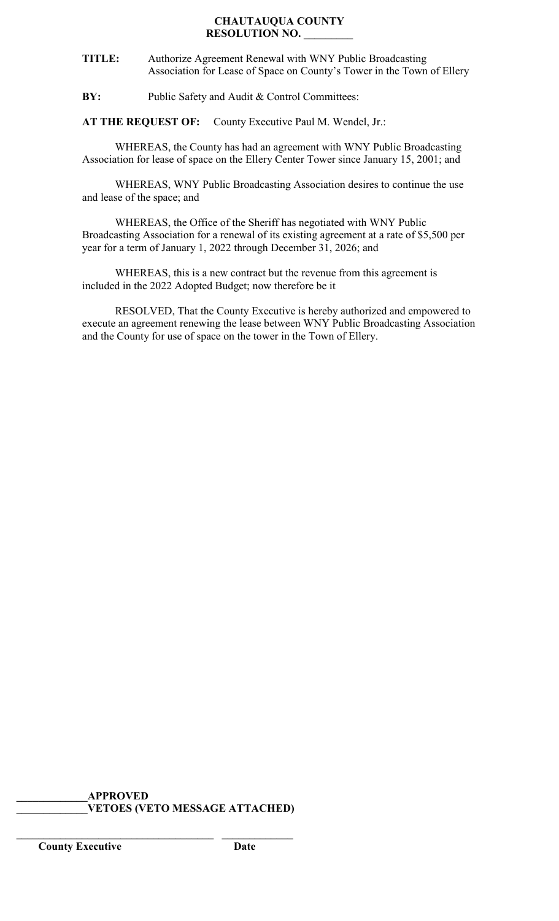**CHAUTAUQUA COUNTY**
**RESOLUTION NO. _________**

**TITLE:** Authorize Agreement Renewal with WNY Public Broadcasting Association for Lease of Space on County's Tower in the Town of Ellery

**BY:** Public Safety and Audit & Control Committees:

**AT THE REQUEST OF:** County Executive Paul M. Wendel, Jr.:

WHEREAS, the County has had an agreement with WNY Public Broadcasting Association for lease of space on the Ellery Center Tower since January 15, 2001; and

WHEREAS, WNY Public Broadcasting Association desires to continue the use and lease of the space; and

WHEREAS, the Office of the Sheriff has negotiated with WNY Public Broadcasting Association for a renewal of its existing agreement at a rate of $5,500 per year for a term of January 1, 2022 through December 31, 2026; and

WHEREAS, this is a new contract but the revenue from this agreement is included in the 2022 Adopted Budget; now therefore be it

RESOLVED, That the County Executive is hereby authorized and empowered to execute an agreement renewing the lease between WNY Public Broadcasting Association and the County for use of space on the tower in the Town of Ellery.

_____________**APPROVED**
_____________**VETOES (VETO MESSAGE ATTACHED)**

_____________________________________ _____________
**County Executive** **Date**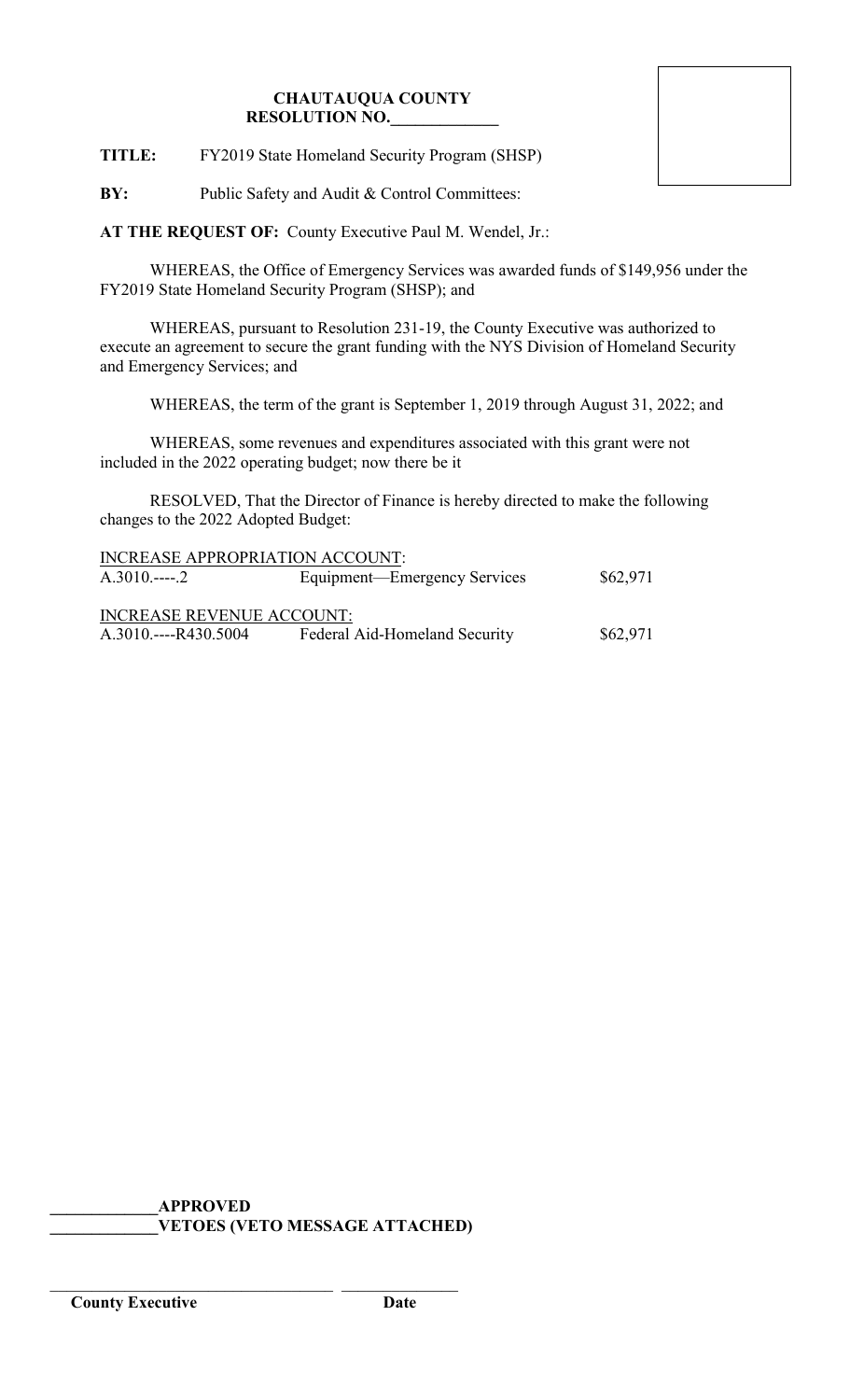**CHAUTAUQUA COUNTY**
**RESOLUTION NO.\_\_\_\_\_\_\_\_\_\_\_\_\_**

**TITLE:** FY2019 State Homeland Security Program (SHSP)

**BY:** Public Safety and Audit & Control Committees:

**AT THE REQUEST OF:** County Executive Paul M. Wendel, Jr.:

WHEREAS, the Office of Emergency Services was awarded funds of $149,956 under the FY2019 State Homeland Security Program (SHSP); and

WHEREAS, pursuant to Resolution 231-19, the County Executive was authorized to execute an agreement to secure the grant funding with the NYS Division of Homeland Security and Emergency Services; and

WHEREAS, the term of the grant is September 1, 2019 through August 31, 2022; and

WHEREAS, some revenues and expenditures associated with this grant were not included in the 2022 operating budget; now there be it

RESOLVED, That the Director of Finance is hereby directed to make the following changes to the 2022 Adopted Budget:

INCREASE APPROPRIATION ACCOUNT:

| | | |
|---|---|---|
| A.3010.----.2 | Equipment—Emergency Services | $62,971 |

INCREASE REVENUE ACCOUNT:

| | | |
|---|---|---|
| A.3010.----R430.5004 | Federal Aid-Homeland Security | $62,971 |

\_\_\_\_\_\_\_\_\_\_\_\_\_**APPROVED**
\_\_\_\_\_\_\_\_\_\_\_\_\_**VETOES (VETO MESSAGE ATTACHED)**

\_\_\_\_\_\_\_\_\_\_\_\_\_\_\_\_\_\_\_\_\_\_\_\_\_\_\_\_\_\_\_\_\_\_ \_\_\_\_\_\_\_\_\_\_\_\_\_\_
**County Executive** **Date**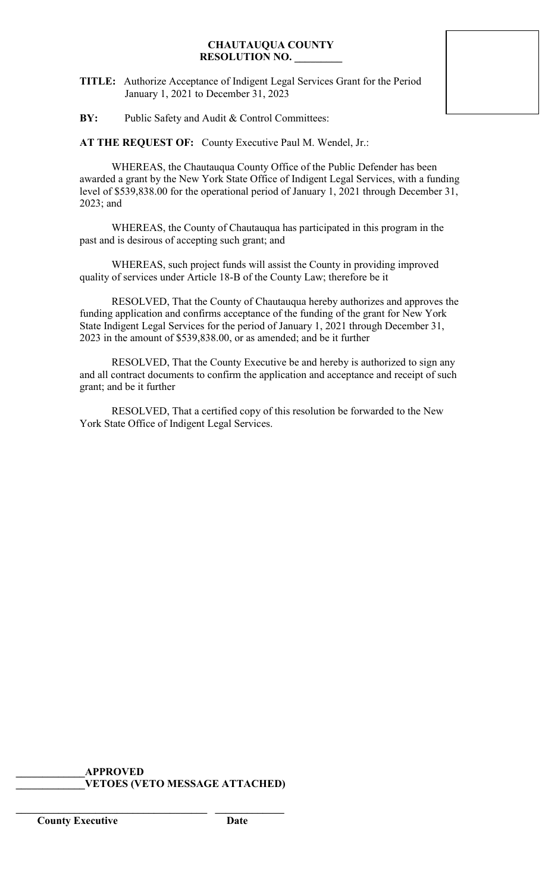**CHAUTAUQUA COUNTY**
**RESOLUTION NO. _________**

**TITLE:** Authorize Acceptance of Indigent Legal Services Grant for the Period January 1, 2021 to December 31, 2023

**BY:** Public Safety and Audit & Control Committees:

**AT THE REQUEST OF:** County Executive Paul M. Wendel, Jr.:

WHEREAS, the Chautauqua County Office of the Public Defender has been awarded a grant by the New York State Office of Indigent Legal Services, with a funding level of $539,838.00 for the operational period of January 1, 2021 through December 31, 2023; and

WHEREAS, the County of Chautauqua has participated in this program in the past and is desirous of accepting such grant; and

WHEREAS, such project funds will assist the County in providing improved quality of services under Article 18-B of the County Law; therefore be it

RESOLVED, That the County of Chautauqua hereby authorizes and approves the funding application and confirms acceptance of the funding of the grant for New York State Indigent Legal Services for the period of January 1, 2021 through December 31, 2023 in the amount of $539,838.00, or as amended; and be it further

RESOLVED, That the County Executive be and hereby is authorized to sign any and all contract documents to confirm the application and acceptance and receipt of such grant; and be it further

RESOLVED, That a certified copy of this resolution be forwarded to the New York State Office of Indigent Legal Services.

_____________**APPROVED**
_____________**VETOES (VETO MESSAGE ATTACHED)**

_____________________________________ _____________
**County Executive** **Date**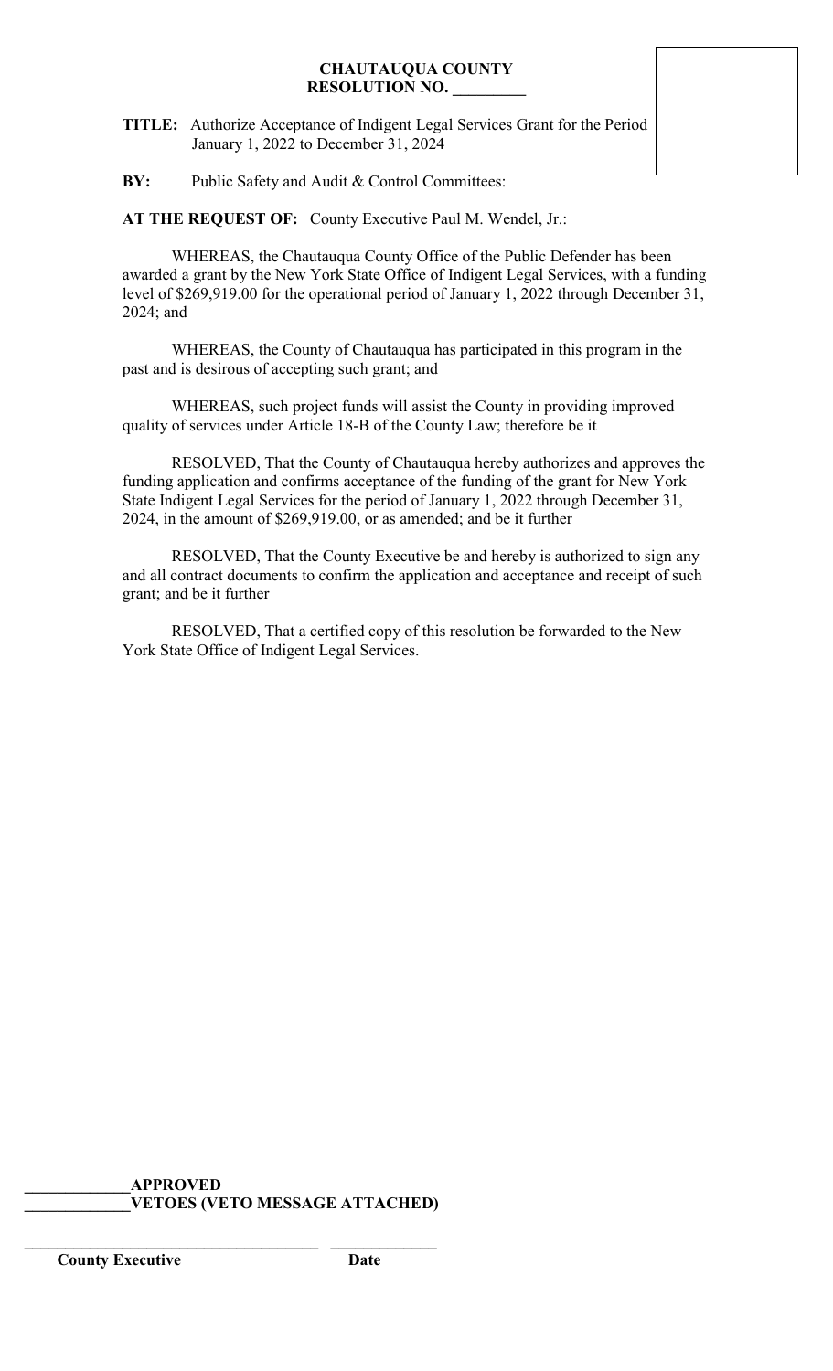**CHAUTAUQUA COUNTY**
**RESOLUTION NO. _________**

**TITLE:** Authorize Acceptance of Indigent Legal Services Grant for the Period January 1, 2022 to December 31, 2024

**BY:** Public Safety and Audit & Control Committees:

**AT THE REQUEST OF:** County Executive Paul M. Wendel, Jr.:

WHEREAS, the Chautauqua County Office of the Public Defender has been awarded a grant by the New York State Office of Indigent Legal Services, with a funding level of $269,919.00 for the operational period of January 1, 2022 through December 31, 2024; and

WHEREAS, the County of Chautauqua has participated in this program in the past and is desirous of accepting such grant; and

WHEREAS, such project funds will assist the County in providing improved quality of services under Article 18-B of the County Law; therefore be it

RESOLVED, That the County of Chautauqua hereby authorizes and approves the funding application and confirms acceptance of the funding of the grant for New York State Indigent Legal Services for the period of January 1, 2022 through December 31, 2024, in the amount of $269,919.00, or as amended; and be it further

RESOLVED, That the County Executive be and hereby is authorized to sign any and all contract documents to confirm the application and acceptance and receipt of such grant; and be it further

RESOLVED, That a certified copy of this resolution be forwarded to the New York State Office of Indigent Legal Services.

_____________**APPROVED**
_____________**VETOES (VETO MESSAGE ATTACHED)**

_____________________________________ _____________
**County Executive** **Date**